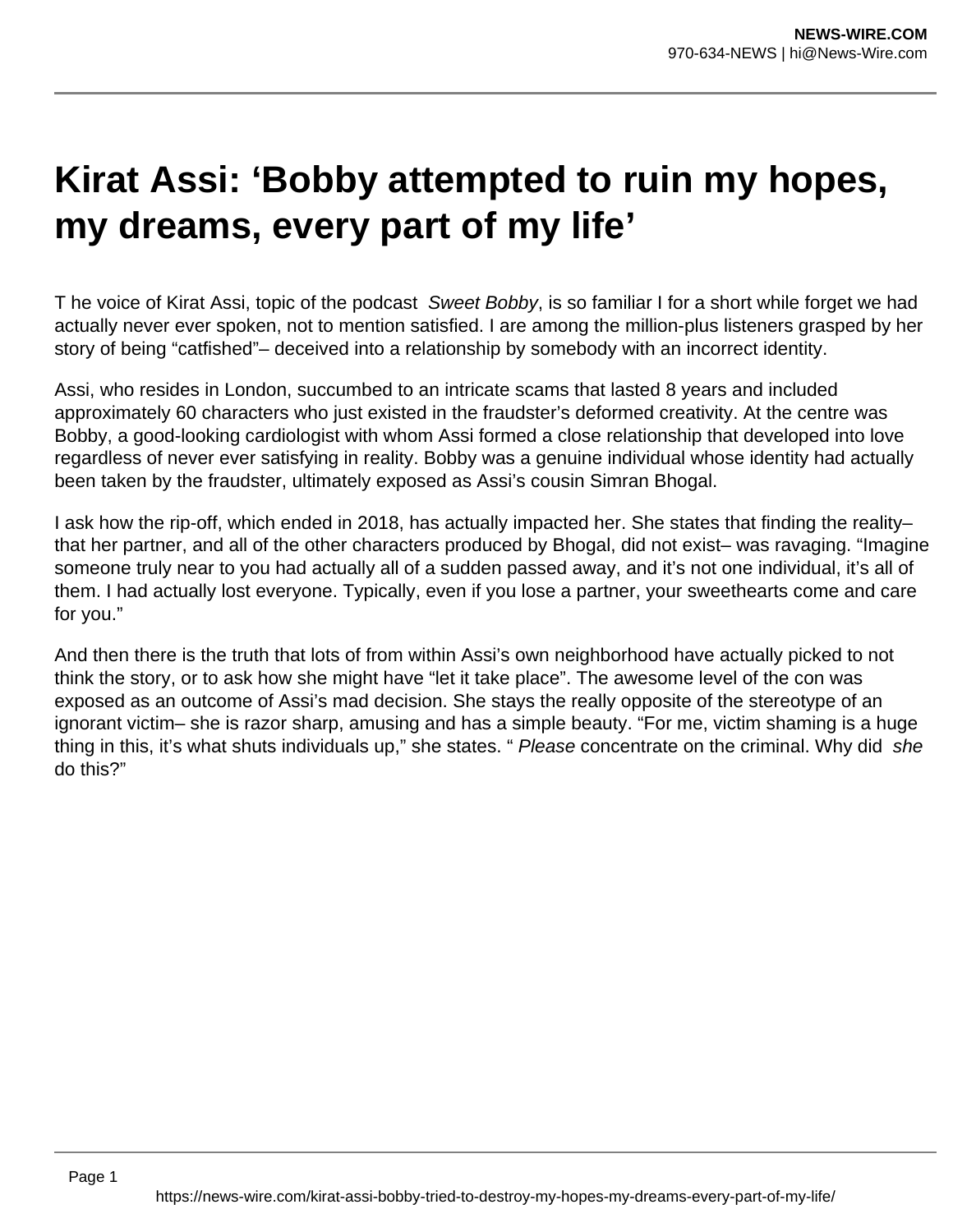# Kirat Assi: 'Bobby attempted to ruin my hopes, my dreams, every part of my life'

T he voice of Kirat Assi, topic of the podcast *Sweet Bobby*, is so familiar I for a short while forget we had actually never ever spoken, not to mention satisfied. I are among the million-plus listeners grasped by her story of being "catfished"– deceived into a relationship by somebody with an incorrect identity.

Assi, who resides in London, succumbed to an intricate scams that lasted 8 years and included approximately 60 characters who just existed in the fraudster's deformed creativity. At the centre was Bobby, a good-looking cardiologist with whom Assi formed a close relationship that developed into love regardless of never ever satisfying in reality. Bobby was a genuine individual whose identity had actually been taken by the fraudster, ultimately exposed as Assi's cousin Simran Bhogal.

I ask how the rip-off, which ended in 2018, has actually impacted her. She states that finding the reality– that her partner, and all of the other characters produced by Bhogal, did not exist– was ravaging. "Imagine someone truly near to you had actually all of a sudden passed away, and it's not one individual, it's all of them. I had actually lost everyone. Typically, even if you lose a partner, your sweethearts come and care for you."

And then there is the truth that lots of from within Assi's own neighborhood have actually picked to not think the story, or to ask how she might have "let it take place". The awesome level of the con was exposed as an outcome of Assi's mad decision. She stays the really opposite of the stereotype of an ignorant victim– she is razor sharp, amusing and has a simple beauty. "For me, victim shaming is a huge thing in this, it's what shuts individuals up," she states. " *Please* concentrate on the criminal. Why did *she* do this?"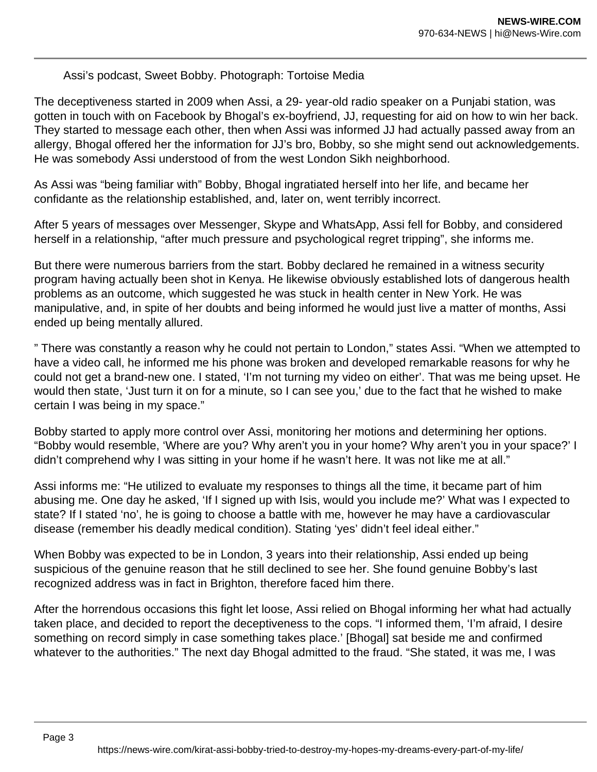Assi's podcast, Sweet Bobby. Photograph: Tortoise Media

The deceptiveness started in 2009 when Assi, a 29- year-old radio speaker on a Punjabi station, was gotten in touch with on Facebook by Bhogal's ex-boyfriend, JJ, requesting for aid on how to win her back. They started to message each other, then when Assi was informed JJ had actually passed away from an allergy, Bhogal offered her the information for JJ's bro, Bobby, so she might send out acknowledgements. He was somebody Assi understood of from the west London Sikh neighborhood.

As Assi was "being familiar with" Bobby, Bhogal ingratiated herself into her life, and became her confidante as the relationship established, and, later on, went terribly incorrect.

After 5 years of messages over Messenger, Skype and WhatsApp, Assi fell for Bobby, and considered herself in a relationship, "after much pressure and psychological regret tripping", she informs me.

But there were numerous barriers from the start. Bobby declared he remained in a witness security program having actually been shot in Kenya. He likewise obviously established lots of dangerous health problems as an outcome, which suggested he was stuck in health center in New York. He was manipulative, and, in spite of her doubts and being informed he would just live a matter of months, Assi ended up being mentally allured.

" There was constantly a reason why he could not pertain to London," states Assi. "When we attempted to have a video call, he informed me his phone was broken and developed remarkable reasons for why he could not get a brand-new one. I stated, 'I'm not turning my video on either'. That was me being upset. He would then state, 'Just turn it on for a minute, so I can see you,' due to the fact that he wished to make certain I was being in my space."

Bobby started to apply more control over Assi, monitoring her motions and determining her options. "Bobby would resemble, 'Where are you? Why aren't you in your home? Why aren't you in your space?' I didn't comprehend why I was sitting in your home if he wasn't here. It was not like me at all."

Assi informs me: "He utilized to evaluate my responses to things all the time, it became part of him abusing me. One day he asked, 'If I signed up with Isis, would you include me?' What was I expected to state? If I stated 'no', he is going to choose a battle with me, however he may have a cardiovascular disease (remember his deadly medical condition). Stating 'yes' didn't feel ideal either."

When Bobby was expected to be in London, 3 years into their relationship, Assi ended up being suspicious of the genuine reason that he still declined to see her. She found genuine Bobby's last recognized address was in fact in Brighton, therefore faced him there.

After the horrendous occasions this fight let loose, Assi relied on Bhogal informing her what had actually taken place, and decided to report the deceptiveness to the cops. "I informed them, 'I'm afraid, I desire something on record simply in case something takes place.' [Bhogal] sat beside me and confirmed whatever to the authorities." The next day Bhogal admitted to the fraud. "She stated, it was me, I was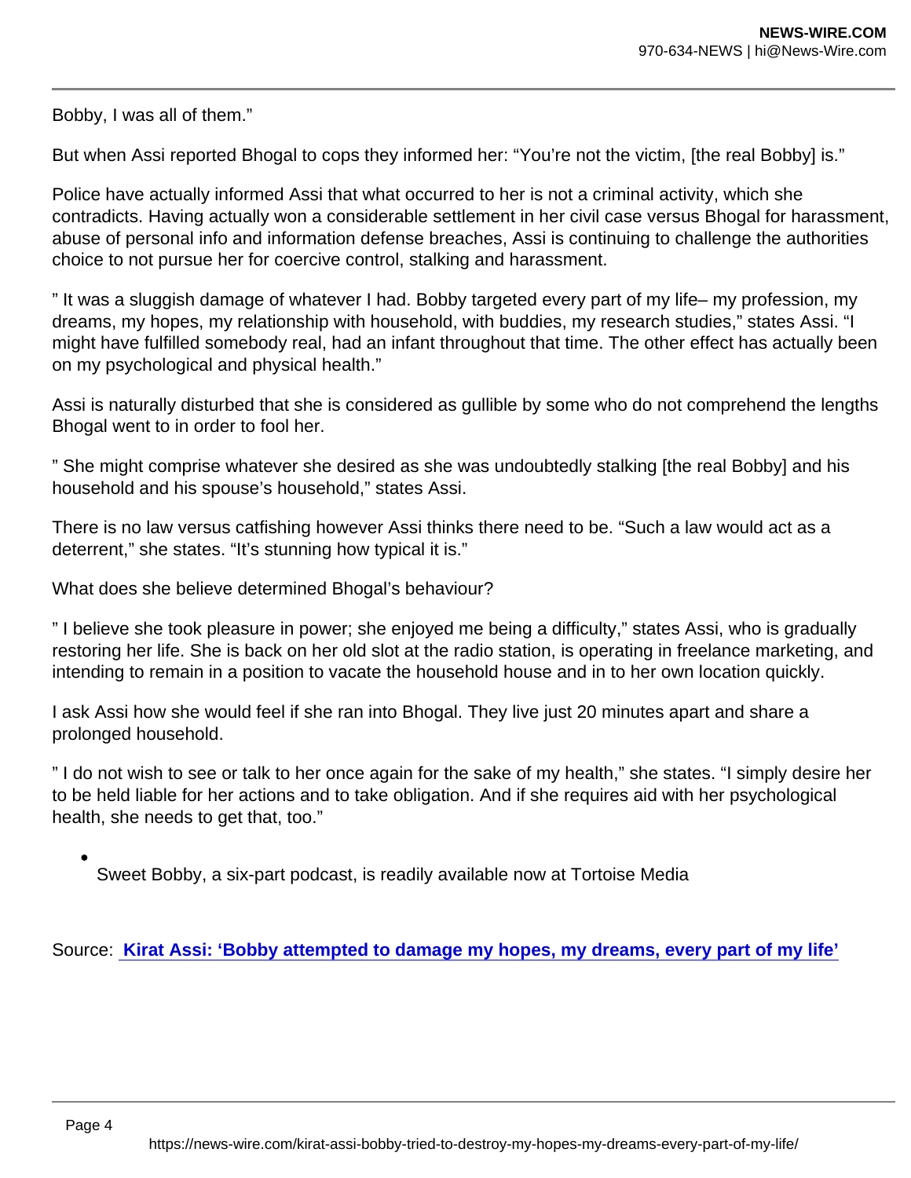Bobby, I was all of them."

But when Assi reported Bhogal to cops they informed her: "You're not the victim, [the real Bobby] is."

Police have actually informed Assi that what occurred to her is not a criminal activity, which she contradicts. Having actually won a considerable settlement in her civil case versus Bhogal for harassment, abuse of personal info and information defense breaches, Assi is continuing to challenge the authorities choice to not pursue her for coercive control, stalking and harassment.

" It was a sluggish damage of whatever I had. Bobby targeted every part of my life– my profession, my dreams, my hopes, my relationship with household, with buddies, my research studies," states Assi. "I might have fulfilled somebody real, had an infant throughout that time. The other effect has actually been on my psychological and physical health."

Assi is naturally disturbed that she is considered as gullible by some who do not comprehend the lengths Bhogal went to in order to fool her.

" She might comprise whatever she desired as she was undoubtedly stalking [the real Bobby] and his household and his spouse's household," states Assi.

There is no law versus catfishing however Assi thinks there need to be. "Such a law would act as a deterrent," she states. "It's stunning how typical it is."

What does she believe determined Bhogal's behaviour?

" I believe she took pleasure in power; she enjoyed me being a difficulty," states Assi, who is gradually restoring her life. She is back on her old slot at the radio station, is operating in freelance marketing, and intending to remain in a position to vacate the household house and in to her own location quickly.

I ask Assi how she would feel if she ran into Bhogal. They live just 20 minutes apart and share a prolonged household.

" I do not wish to see or talk to her once again for the sake of my health," she states. "I simply desire her to be held liable for her actions and to take obligation. And if she requires aid with her psychological health, she needs to get that, too."

- Sweet Bobby, a six-part podcast, is readily available now at Tortoise Media

Source: [Kirat Assi: 'Bobby attempted to damage my hopes, my dreams, every part of my life'](https://news-wire.com/kirat-assi-bobby-tried-to-destroy-my-hopes-my-dreams-every-part-of-my-life/)